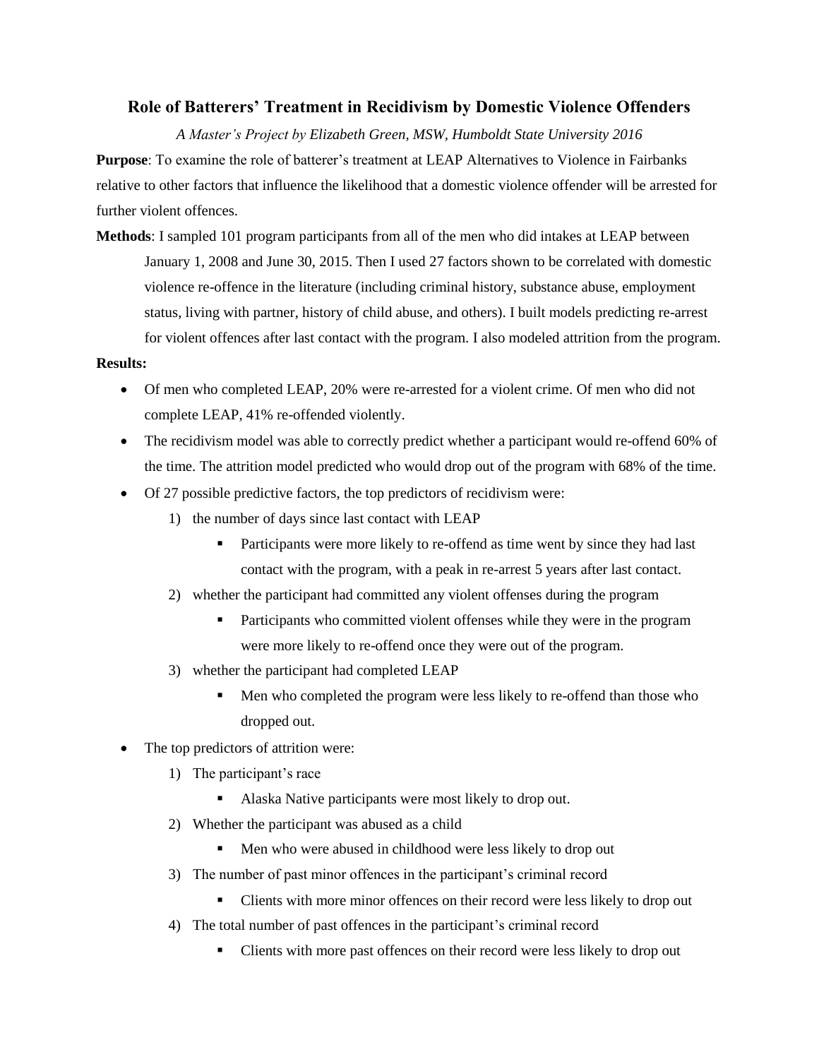# Role of Batterers' Treatment in Recidivism by Domestic Violence Offenders

*A Master's Project by Elizabeth Green, MSW, Humboldt State University 2016*

**Purpose**: To examine the role of batterer's treatment at LEAP Alternatives to Violence in Fairbanks relative to other factors that influence the likelihood that a domestic violence offender will be arrested for further violent offences.

**Methods**: I sampled 101 program participants from all of the men who did intakes at LEAP between January 1, 2008 and June 30, 2015. Then I used 27 factors shown to be correlated with domestic violence re-offence in the literature (including criminal history, substance abuse, employment status, living with partner, history of child abuse, and others). I built models predicting re-arrest for violent offences after last contact with the program. I also modeled attrition from the program.

**Results:**

- Of men who completed LEAP, 20% were re-arrested for a violent crime. Of men who did not complete LEAP, 41% re-offended violently.
- The recidivism model was able to correctly predict whether a participant would re-offend 60% of the time. The attrition model predicted who would drop out of the program with 68% of the time.
- Of 27 possible predictive factors, the top predictors of recidivism were:
  1) the number of days since last contact with LEAP
     - Participants were more likely to re-offend as time went by since they had last contact with the program, with a peak in re-arrest 5 years after last contact.
  2) whether the participant had committed any violent offenses during the program
     - Participants who committed violent offenses while they were in the program were more likely to re-offend once they were out of the program.
  3) whether the participant had completed LEAP
     - Men who completed the program were less likely to re-offend than those who dropped out.
- The top predictors of attrition were:
  1) The participant's race
     - Alaska Native participants were most likely to drop out.
  2) Whether the participant was abused as a child
     - Men who were abused in childhood were less likely to drop out
  3) The number of past minor offences in the participant's criminal record
     - Clients with more minor offences on their record were less likely to drop out
  4) The total number of past offences in the participant's criminal record
     - Clients with more past offences on their record were less likely to drop out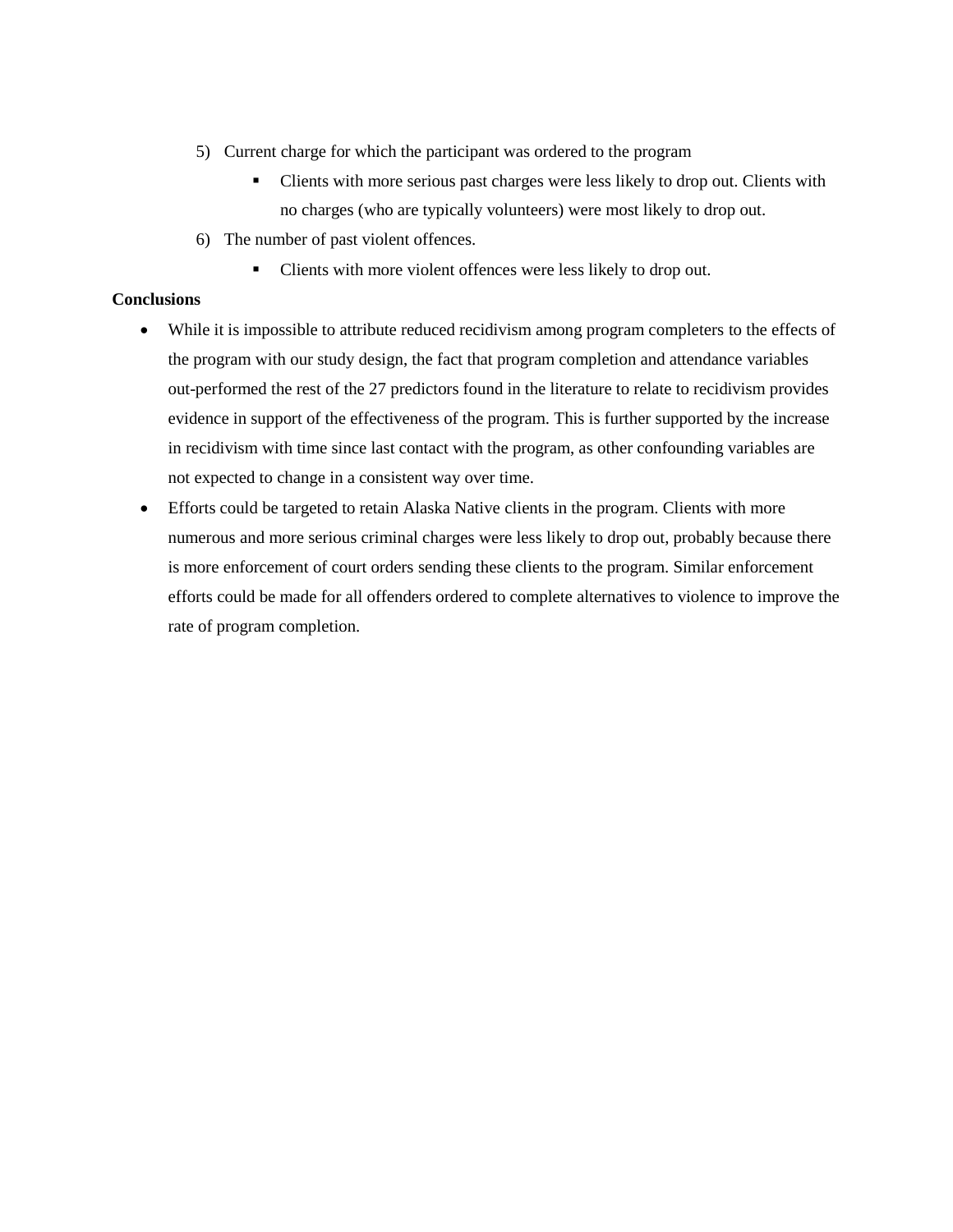5) Current charge for which the participant was ordered to the program
    - Clients with more serious past charges were less likely to drop out. Clients with no charges (who are typically volunteers) were most likely to drop out.
6) The number of past violent offences.
    - Clients with more violent offences were less likely to drop out.

**Conclusions**

- While it is impossible to attribute reduced recidivism among program completers to the effects of the program with our study design, the fact that program completion and attendance variables out-performed the rest of the 27 predictors found in the literature to relate to recidivism provides evidence in support of the effectiveness of the program. This is further supported by the increase in recidivism with time since last contact with the program, as other confounding variables are not expected to change in a consistent way over time.
- Efforts could be targeted to retain Alaska Native clients in the program. Clients with more numerous and more serious criminal charges were less likely to drop out, probably because there is more enforcement of court orders sending these clients to the program. Similar enforcement efforts could be made for all offenders ordered to complete alternatives to violence to improve the rate of program completion.